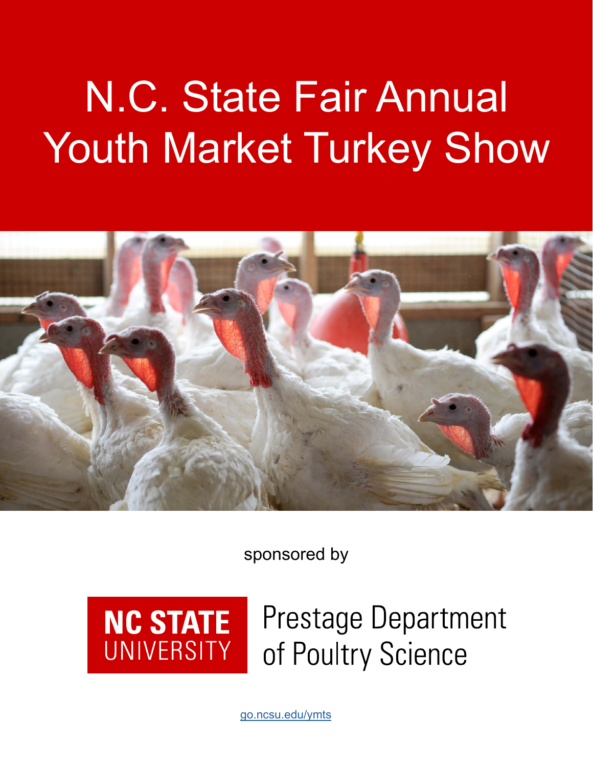# N.C. State Fair Annual Youth Market Turkey Show

sponsored by

NC STATE UNIVERSITY Prestage Department of Poultry Science

go.ncsu.edu/ymts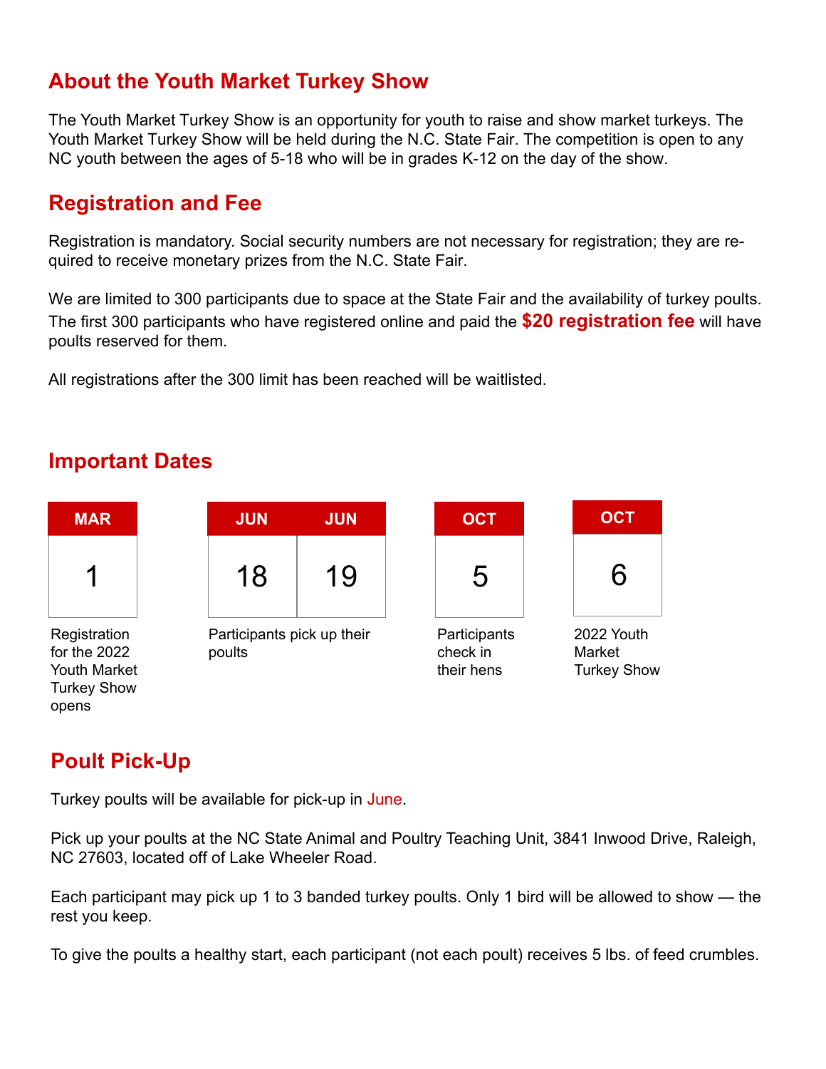## About the Youth Market Turkey Show

The Youth Market Turkey Show is an opportunity for youth to raise and show market turkeys. The Youth Market Turkey Show will be held during the N.C. State Fair. The competition is open to any NC youth between the ages of 5-18 who will be in grades K-12 on the day of the show.

## Registration and Fee

Registration is mandatory. Social security numbers are not necessary for registration; they are required to receive monetary prizes from the N.C. State Fair.

We are limited to 300 participants due to space at the State Fair and the availability of turkey poults. The first 300 participants who have registered online and paid the **$20 registration fee** will have poults reserved for them.

All registrations after the 300 limit has been reached will be waitlisted.

## Important Dates

| Date | Event |
| --- | --- |
| MAR 1 | Registration for the 2022 Youth Market Turkey Show opens |
| JUN 18, JUN 19 | Participants pick up their poults |
| OCT 5 | Participants check in their hens |
| OCT 6 | 2022 Youth Market Turkey Show |

## Poult Pick-Up

Turkey poults will be available for pick-up in June.

Pick up your poults at the NC State Animal and Poultry Teaching Unit, 3841 Inwood Drive, Raleigh, NC 27603, located off of Lake Wheeler Road.

Each participant may pick up 1 to 3 banded turkey poults. Only 1 bird will be allowed to show — the rest you keep.

To give the poults a healthy start, each participant (not each poult) receives 5 lbs. of feed crumbles.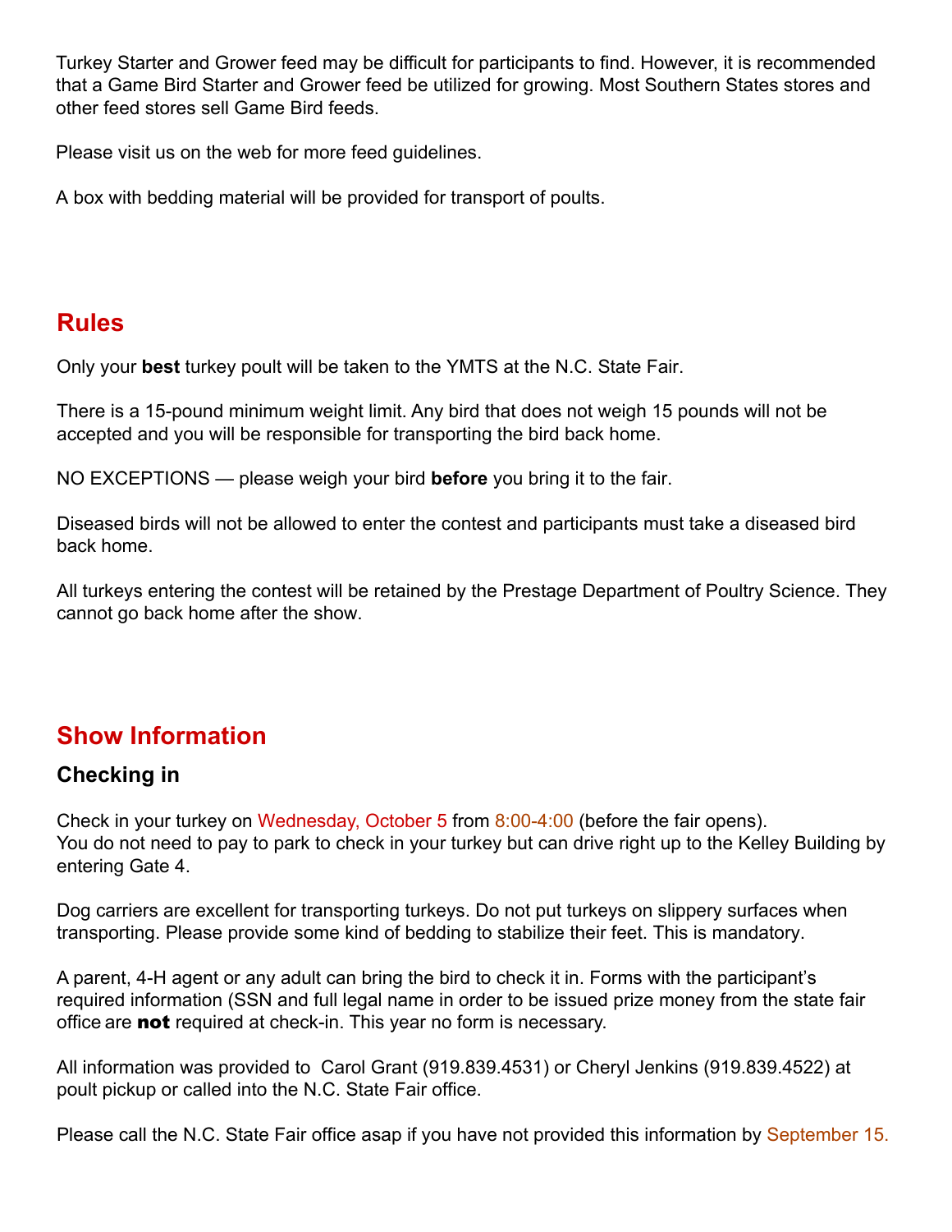Turkey Starter and Grower feed may be difficult for participants to find. However, it is recommended that a Game Bird Starter and Grower feed be utilized for growing. Most Southern States stores and other feed stores sell Game Bird feeds.

Please visit us on the web for more feed guidelines.

A box with bedding material will be provided for transport of poults.

## Rules

Only your **best** turkey poult will be taken to the YMTS at the N.C. State Fair.

There is a 15-pound minimum weight limit. Any bird that does not weigh 15 pounds will not be accepted and you will be responsible for transporting the bird back home.

NO EXCEPTIONS — please weigh your bird **before** you bring it to the fair.

Diseased birds will not be allowed to enter the contest and participants must take a diseased bird back home.

All turkeys entering the contest will be retained by the Prestage Department of Poultry Science. They cannot go back home after the show.

## Show Information

### Checking in

Check in your turkey on Wednesday, October 5 from 8:00-4:00 (before the fair opens). You do not need to pay to park to check in your turkey but can drive right up to the Kelley Building by entering Gate 4.

Dog carriers are excellent for transporting turkeys. Do not put turkeys on slippery surfaces when transporting. Please provide some kind of bedding to stabilize their feet. This is mandatory.

A parent, 4-H agent or any adult can bring the bird to check it in. Forms with the participant's required information (SSN and full legal name in order to be issued prize money from the state fair office are **not** required at check-in. This year no form is necessary.

All information was provided to Carol Grant (919.839.4531) or Cheryl Jenkins (919.839.4522) at poult pickup or called into the N.C. State Fair office.

Please call the N.C. State Fair office asap if you have not provided this information by September 15.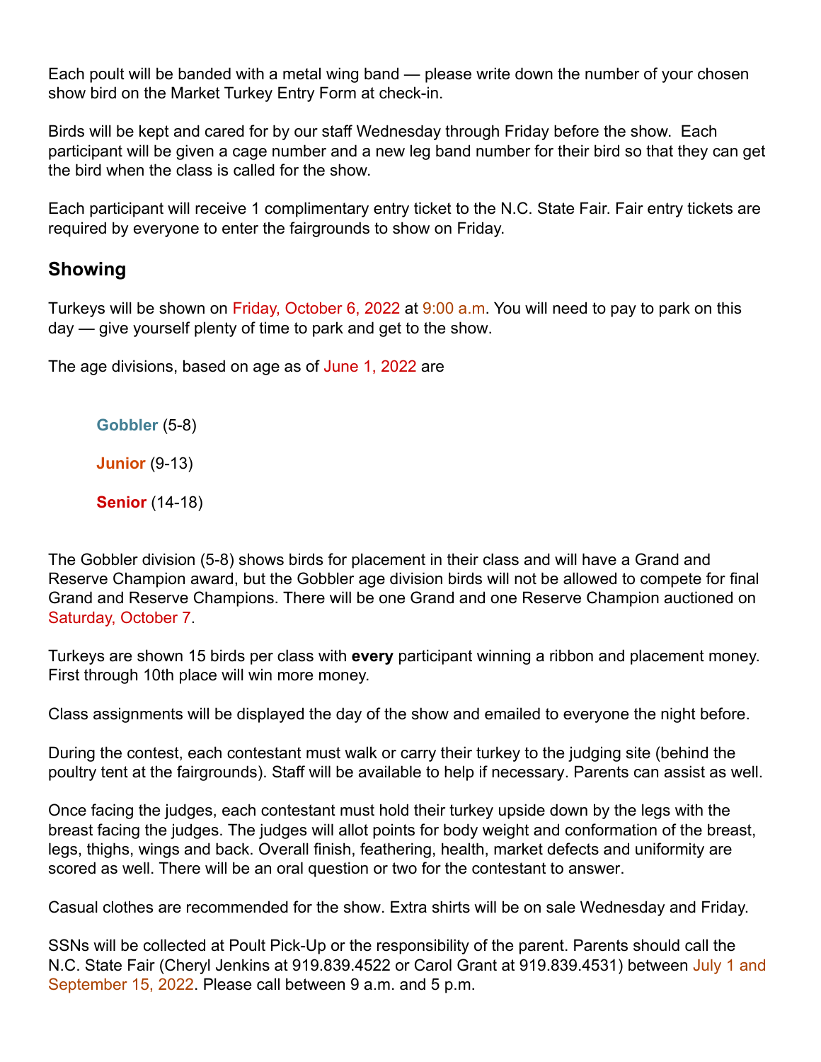Each poult will be banded with a metal wing band — please write down the number of your chosen show bird on the Market Turkey Entry Form at check-in.

Birds will be kept and cared for by our staff Wednesday through Friday before the show. Each participant will be given a cage number and a new leg band number for their bird so that they can get the bird when the class is called for the show.

Each participant will receive 1 complimentary entry ticket to the N.C. State Fair. Fair entry tickets are required by everyone to enter the fairgrounds to show on Friday.

## Showing

Turkeys will be shown on Friday, October 6, 2022 at 9:00 a.m. You will need to pay to park on this day — give yourself plenty of time to park and get to the show.

The age divisions, based on age as of June 1, 2022 are

- **Gobbler** (5-8)
- **Junior** (9-13)
- **Senior** (14-18)

The Gobbler division (5-8) shows birds for placement in their class and will have a Grand and Reserve Champion award, but the Gobbler age division birds will not be allowed to compete for final Grand and Reserve Champions. There will be one Grand and one Reserve Champion auctioned on Saturday, October 7.

Turkeys are shown 15 birds per class with **every** participant winning a ribbon and placement money. First through 10th place will win more money.

Class assignments will be displayed the day of the show and emailed to everyone the night before.

During the contest, each contestant must walk or carry their turkey to the judging site (behind the poultry tent at the fairgrounds). Staff will be available to help if necessary. Parents can assist as well.

Once facing the judges, each contestant must hold their turkey upside down by the legs with the breast facing the judges. The judges will allot points for body weight and conformation of the breast, legs, thighs, wings and back. Overall finish, feathering, health, market defects and uniformity are scored as well. There will be an oral question or two for the contestant to answer.

Casual clothes are recommended for the show. Extra shirts will be on sale Wednesday and Friday.

SSNs will be collected at Poult Pick-Up or the responsibility of the parent. Parents should call the N.C. State Fair (Cheryl Jenkins at 919.839.4522 or Carol Grant at 919.839.4531) between July 1 and September 15, 2022. Please call between 9 a.m. and 5 p.m.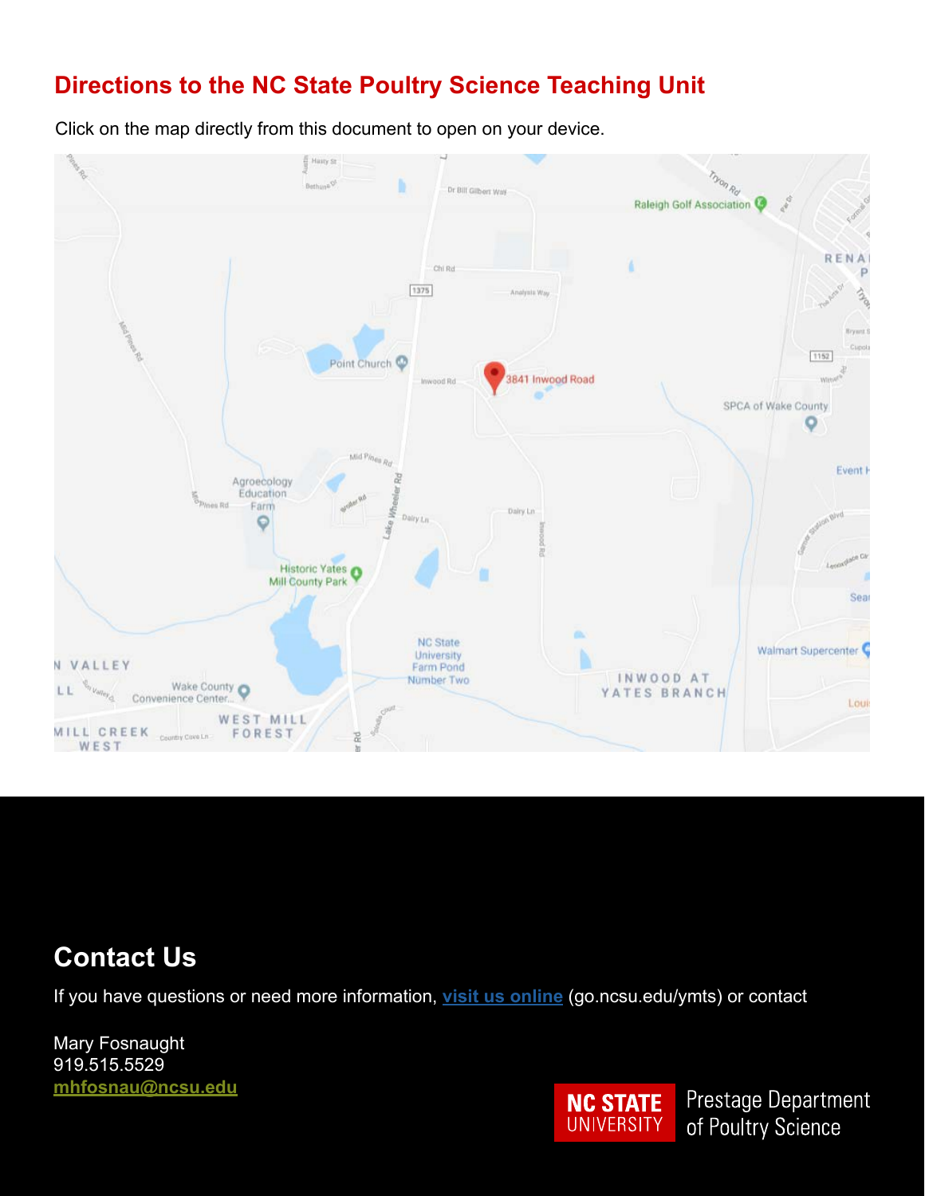## Directions to the NC State Poultry Science Teaching Unit

Click on the map directly from this document to open on your device.

## Contact Us

If you have questions or need more information, [visit us online](go.ncsu.edu/ymts) (go.ncsu.edu/ymts) or contact

Mary Fosnaught
919.515.5529
[mhfosnau@ncsu.edu](mailto:mhfosnau@ncsu.edu)

NC STATE UNIVERSITY Prestage Department of Poultry Science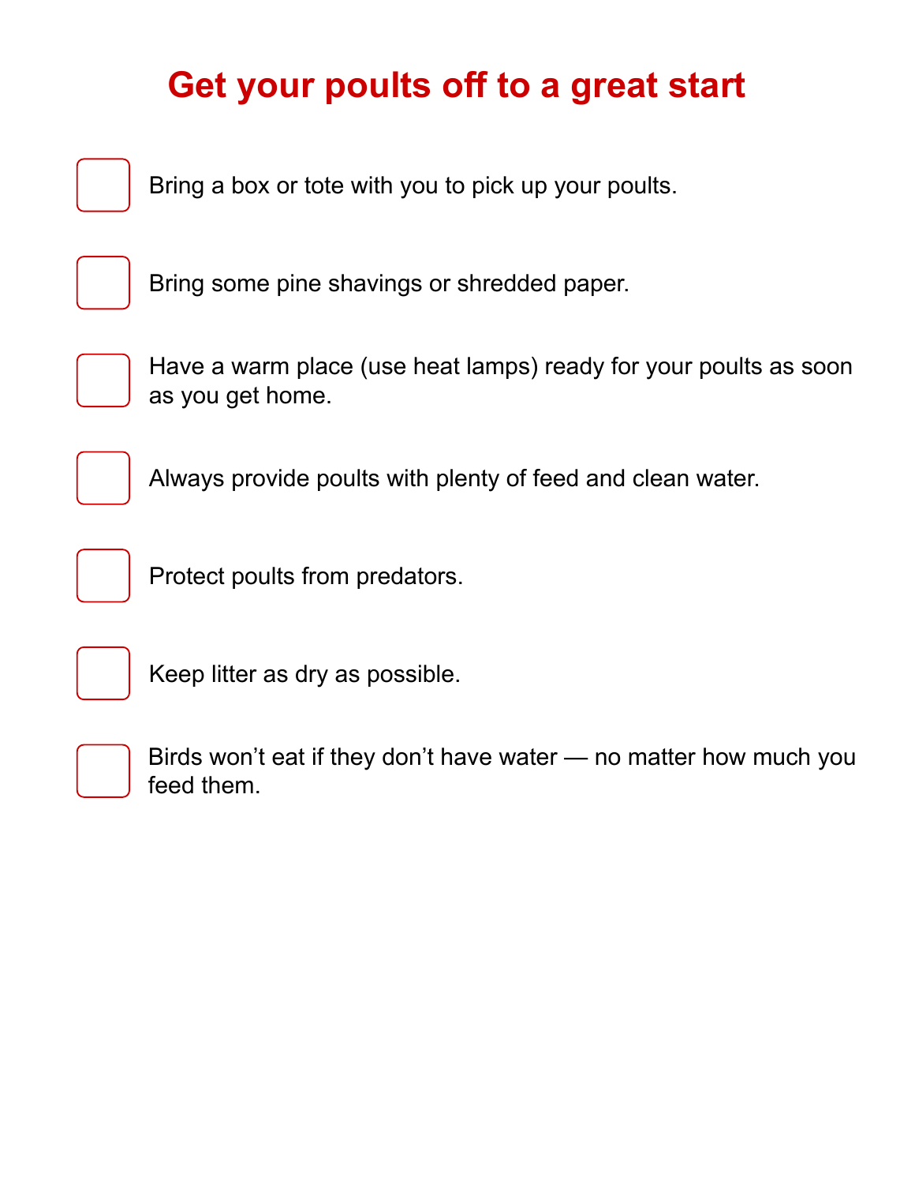# Get your poults off to a great start

- [ ] Bring a box or tote with you to pick up your poults.
- [ ] Bring some pine shavings or shredded paper.
- [ ] Have a warm place (use heat lamps) ready for your poults as soon as you get home.
- [ ] Always provide poults with plenty of feed and clean water.
- [ ] Protect poults from predators.
- [ ] Keep litter as dry as possible.
- [ ] Birds won't eat if they don't have water — no matter how much you feed them.